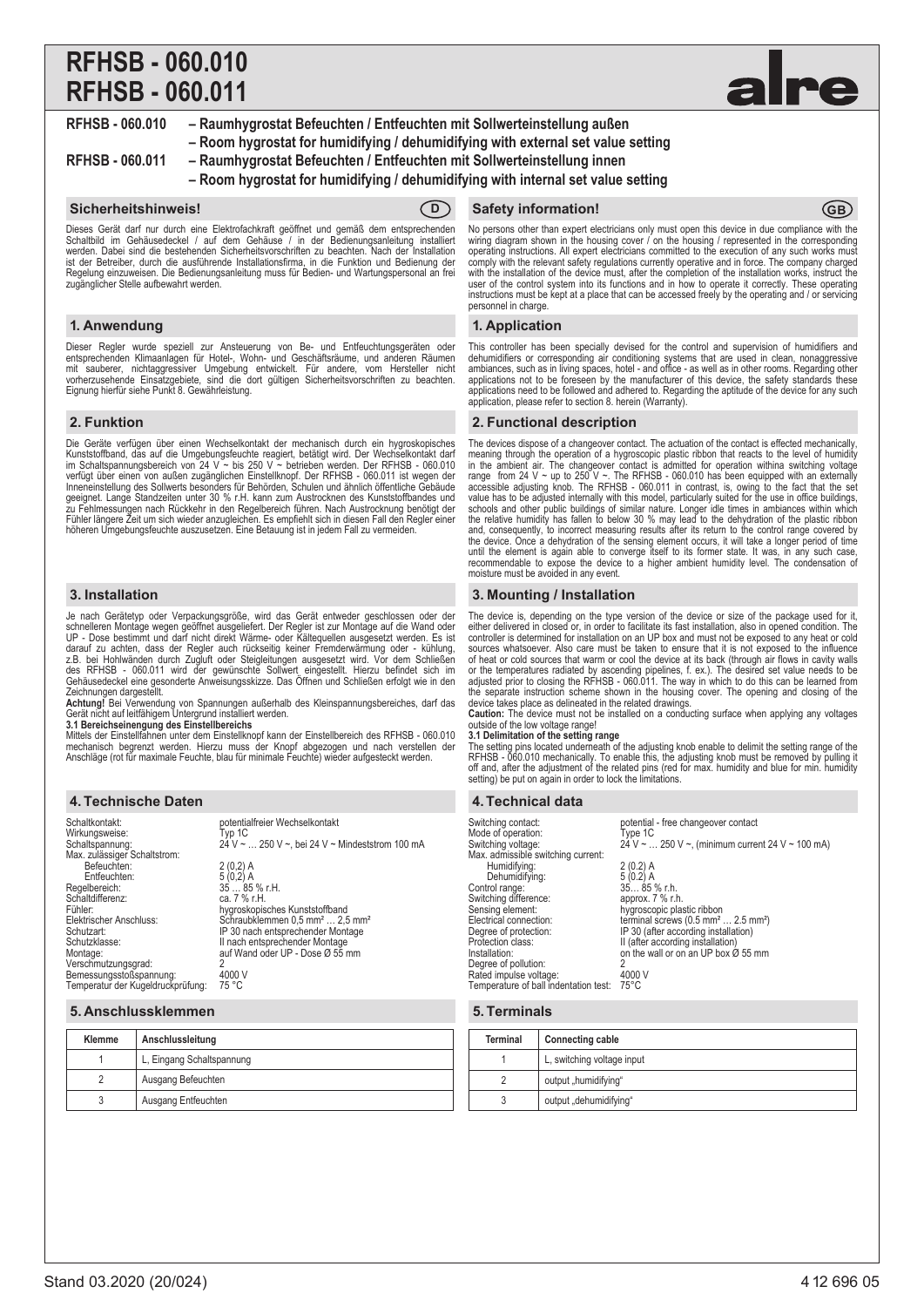# RFHSB - 060.010
# RFHSB - 060.011

alre

**RFHSB - 060.010** – Raumhygrostat Befeuchten / Entfeuchten mit Sollwerteinstellung außen
– Room hygrostat for humidifying / dehumidifying with external set value setting

**RFHSB - 060.011** – Raumhygrostat Befeuchten / Entfeuchten mit Sollwerteinstellung innen
– Room hygrostat for humidifying / dehumidifying with internal set value setting

## Sicherheitshinweis! (D)

Dieses Gerät darf nur durch eine Elektrofachkraft geöffnet und gemäß dem entsprechenden Schaltbild im Gehäusedeckel / auf dem Gehäuse / in der Bedienungsanleitung installiert werden. Dabei sind die bestehenden Sicherheitsvorschriften zu beachten. Nach der Installation ist der Betreiber, durch die ausführende Installationsfirma, in die Funktion und Bedienung der Regelung einzuweisen. Die Bedienungsanleitung muss für Bedien- und Wartungspersonal an frei zugänglicher Stelle aufbewahrt werden.

## 1. Anwendung

Dieser Regler wurde speziell zur Ansteuerung von Be- und Entfeuchtungsgeräten oder entsprechenden Klimaanlagen für Hotel-, Wohn- und Geschäftsräume, und anderen Räumen mit sauberer, nichtaggressiver Umgebung entwickelt. Für andere, vom Hersteller nicht vorherzusehende Einsatzgebiete, sind die dort gültigen Sicherheitsvorschriften zu beachten. Eignung hierfür siehe Punkt 8. Gewährleistung.

## 2. Funktion

Die Geräte verfügen über einen Wechselkontakt der mechanisch durch ein hygroskopisches Kunststoffband, das auf die Umgebungsfeuchte reagiert, betätigt wird. Der Wechselkontakt darf im Schaltspannungsbereich von 24 V ~ bis 250 V ~ betrieben werden. Der RFHSB - 060.010 verfügt über einen von außen zugänglichen Einstellknopf. Der RFHSB - 060.011 ist wegen der Inneneinstellung des Sollwerts besonders für Behörden, Schulen und ähnlich öffentliche Gebäude geeignet. Lange Standzeiten unter 30 % r.H. kann zum Austrocknen des Kunststoffbandes und zu Fehlmessungen nach Rückkehr in den Regelbereich führen. Nach Austrocknung benötigt der Fühler längere Zeit um sich wieder anzugleichen. Es empfiehlt sich in diesen Fall den Regler einer höheren Umgebungsfeuchte auszusetzen. Eine Betauung ist in jedem Fall zu vermeiden.

## 3. Installation

Je nach Gerätetyp oder Verpackungsgröße, wird das Gerät entweder geschlossen oder der schnelleren Montage wegen geöffnet ausgeliefert. Der Regler ist zur Montage auf die Wand oder UP - Dose bestimmt und darf nicht direkt Wärme- oder Kältequellen ausgesetzt werden. Es ist darauf zu achten, dass der Regler auch rückseitig keiner Fremderwärmung oder - kühlung, z.B. bei Hohlwänden durch Zugluft oder Steigleitungen ausgesetzt wird. Vor dem Schließen des RFHSB - 060.011 wird der gewünschte Sollwert eingestellt. Hierzu befindet sich im Gehäusedeckel eine gesonderte Anweisungsskizze. Das Öffnen und Schließen erfolgt wie in den Zeichnungen dargestellt.

**Achtung!** Bei Verwendung von Spannungen außerhalb des Kleinspannungsbereiches, darf das Gerät nicht auf leitfähigem Untergrund installiert werden.

**3.1 Bereichseinengung des Einstellbereichs**

Mittels der Einstellfahnen unter dem Einstellknopf kann der Einstellbereich des RFHSB - 060.010 mechanisch begrenzt werden. Hierzu muss der Knopf abgezogen und nach verstellen der Anschläge (rot für maximale Feuchte, blau für minimale Feuchte) wieder aufgesteckt werden.

## 4. Technische Daten

| | |
|---|---|
| Schaltkontakt: | potentialfreier Wechselkontakt |
| Wirkungsweise: | Typ 1C |
| Schaltspannung: | 24 V ~ … 250 V ~, bei 24 V ~ Mindeststrom 100 mA |
| Max. zulässiger Schaltstrom: | |
| Befeuchten: | 2 (0,2) A |
| Entfeuchten: | 5 (0,2) A |
| Regelbereich: | 35 … 85 % r.H. |
| Schaltdifferenz: | ca. 7 % r.H. |
| Fühler: | hygroskopisches Kunststoffband |
| Elektrischer Anschluss: | Schraubklemmen 0,5 mm² … 2,5 mm² |
| Schutzart: | IP 30 nach entsprechender Montage |
| Schutzklasse: | II nach entsprechender Montage |
| Montage: | auf Wand oder UP - Dose Ø 55 mm |
| Verschmutzungsgrad: | 2 |
| Bemessungsstoßspannung: | 4000 V |
| Temperatur der Kugeldruckprüfung: | 75 °C |

## 5. Anschlussklemmen

| Klemme | Anschlussleitung |
|---|---|
| 1 | L, Eingang Schaltspannung |
| 2 | Ausgang Befeuchten |
| 3 | Ausgang Entfeuchten |

## Safety information! (GB)

No persons other than expert electricians only must open this device in due compliance with the wiring diagram shown in the housing cover / on the housing / represented in the corresponding operating instructions. All expert electricians committed to the execution of any such works must comply with the relevant safety regulations currently operative and in force. The company charged with the installation of the device must, after the completion of the installation works, instruct the user of the control system into its functions and in how to operate it correctly. These operating instructions must be kept at a place that can be accessed freely by the operating and / or servicing personnel in charge.

## 1. Application

This controller has been specially devised for the control and supervision of humidifiers and dehumidifiers or corresponding air conditioning systems that are used in clean, nonaggressive ambiances, such as in living spaces, hotel - and office - as well as in other rooms. Regarding other applications not to be foreseen by the manufacturer of this device, the safety standards these applications need to be followed and adhered to. Regarding the aptitude of the device for any such application, please refer to section 8. herein (Warranty).

## 2. Functional description

The devices dispose of a changeover contact. The actuation of the contact is effected mechanically, meaning through the operation of a hygroscopic plastic ribbon that reacts to the level of humidity in the ambient air. The changeover contact is admitted for operation withina switching voltage range from 24 V ~ up to 250 V ~. The RFHSB - 060.010 has been equipped with an externally accessible adjusting knob. The RFHSB - 060.011 in contrast, is, owing to the fact that the set value has to be adjusted internally with this model, particularly suited for the use in office buildings, schools and other public buildings of similar nature. Longer idle times in ambiances within which the relative humidity has fallen to below 30 % may lead to the dehydration of the plastic ribbon and, consequently, to incorrect measuring results after its return to the control range covered by the device. Once a dehydration of the sensing element occurs, it will take a longer period of time until the element is again able to converge itself to its former state. It was, in any such case, recommendable to expose the device to a higher ambient humidity level. The condensation of moisture must be avoided in any event.

## 3. Mounting / Installation

The device is, depending on the type version of the device or size of the package used for it, either delivered in closed or, in order to facilitate its fast installation, also in opened condition. The controller is determined for installation on an UP box and must not be exposed to any heat or cold sources whatsoever. Also care must be taken to ensure that it is not exposed to the influence of heat or cold sources that warm or cool the device at its back (through air flows in cavity walls or the temperatures radiated by ascending pipelines, f. ex.). The desired set value needs to be adjusted prior to closing the RFHSB - 060.011. The way in which to do this can be learned from the separate instruction scheme shown in the housing cover. The opening and closing of the device takes place as delineated in the related drawings.

**Caution:** The device must not be installed on a conducting surface when applying any voltages outside of the low voltage range!

**3.1 Delimitation of the setting range**

The setting pins located underneath of the adjusting knob enable to delimit the setting range of the RFHSB - 060.010 mechanically. To enable this, the adjusting knob must be removed by pulling it off and, after the adjustment of the related pins (red for max. humidity and blue for min. humidity setting) be put on again in order to lock the limitations.

## 4. Technical data

| | |
|---|---|
| Switching contact: | potential - free changeover contact |
| Mode of operation: | Type 1C |
| Switching voltage: | 24 V ~ … 250 V ~, (minimum current 24 V ~ 100 mA) |
| Max. admissible switching current: | |
| Humidifying: | 2 (0.2) A |
| Dehumidifying: | 5 (0.2) A |
| Control range: | 35… 85 % r.h. |
| Switching difference: | approx. 7 % r.h. |
| Sensing element: | hygroscopic plastic ribbon |
| Electrical connection: | terminal screws (0.5 mm² … 2.5 mm²) |
| Degree of protection: | IP 30 (after according installation) |
| Protection class: | II (after according installation) |
| Installation: | on the wall or on an UP box Ø 55 mm |
| Degree of pollution: | 2 |
| Rated impulse voltage: | 4000 V |
| Temperature of ball indentation test: | 75°C |

## 5. Terminals

| Terminal | Connecting cable |
|---|---|
| 1 | L, switching voltage input |
| 2 | output „humidifying“ |
| 3 | output „dehumidifying“ |

Stand 03.2020 (20/024) 4 12 696 05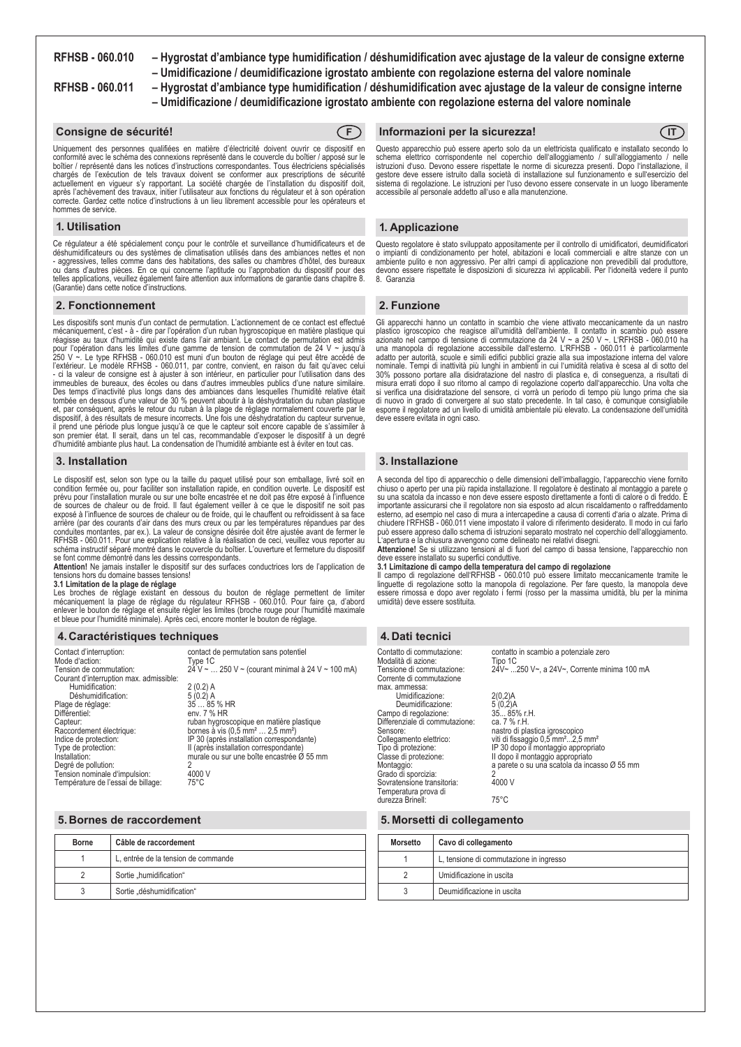**RFHSB - 060.010** – Hygrostat d'ambiance type humidification / déshumidification avec ajustage de la valeur de consigne externe
– Umidificazione / deumidificazione igrostato ambiente con regolazione esterna del valore nominale

**RFHSB - 060.011** – Hygrostat d'ambiance type humidification / déshumidification avec ajustage de la valeur de consigne interne
– Umidificazione / deumidificazione igrostato ambiente con regolazione esterna del valore nominale

## Consigne de sécurité! (F)

Uniquement des personnes qualifiées en matière d'électricité doivent ouvrir ce dispositif en conformité avec le schéma des connexions représenté dans le couvercle du boîtier / apposé sur le boîtier / représenté dans les notices d'instructions correspondantes. Tous électriciens spécialisés chargés de l'exécution de tels travaux doivent se conformer aux prescriptions de sécurité actuellement en vigueur s'y rapportant. La société chargée de l'installation du dispositif doit, après l'achèvement des travaux, initier l'utilisateur aux fonctions du régulateur et à son opération correcte. Gardez cette notice d'instructions à un lieu librement accessible pour les opérateurs et hommes de service.

## 1. Utilisation

Ce régulateur a été spécialement conçu pour le contrôle et surveillance d'humidificateurs et de déshumidificateurs ou des systèmes de climatisation utilisés dans des ambiances nettes et non - aggressives, telles comme dans des habitations, des salles ou chambres d'hôtel, des bureaux ou dans d'autres pièces. En ce qui concerne l'aptitude ou l'approbation du dispositif pour des telles applications, veuillez également faire attention aux informations de garantie dans chapitre 8. (Garantie) dans cette notice d'instructions.

## 2. Fonctionnement

Les dispositifs sont munis d'un contact de permutation. L'actionnement de ce contact est effectué mécaniquement, c'est - à - dire par l'opération d'un ruban hygroscopique en matière plastique qui réagisse au taux d'humidité qui existe dans l'air ambiant. Le contact de permutation est admis pour l'opération dans les limites d'une gamme de tension de commutation de 24 V ~ jusqu'à 250 V ~. Le type RFHSB - 060.010 est muni d'un bouton de réglage qui peut être accédé de l'extérieur. Le modèle RFHSB - 060.011, par contre, convient, en raison du fait qu'avec celui - ci la valeur de consigne est à ajuster à son intérieur, en particulier pour l'utilisation dans des immeubles de bureaux, des écoles ou dans d'autres immeubles publics d'une nature similaire. Des temps d'inactivité plus longs dans des ambiances dans lesquelles l'humidité relative était tombée en dessous d'une valeur de 30 % peuvent aboutir à la déshydratation du ruban plastique et, par conséquent, après le retour du ruban à la plage de réglage normalement couverte par le dispositif, à des résultats de mesure incorrects. Une fois une déshydratation du capteur survenue, il prend une période plus longue jusqu'à ce que le capteur soit encore capable de s'assimiler à son premier état. Il serait, dans un tel cas, recommandable d'exposer le dispositif à un degré d'humidité ambiante plus haut. La condensation de l'humidité ambiante est à éviter en tout cas.

## 3. Installation

Le dispositif est, selon son type ou la taille du paquet utilisé pour son emballage, livré soit en condition fermée ou, pour faciliter son installation rapide, en condition ouverte. Le dispositif est prévu pour l'installation murale ou sur une boîte encastrée et ne doit pas être exposé à l'influence de sources de chaleur ou de froid. Il faut également veiller à ce que le dispositif ne soit pas exposé à l'influence de sources de chaleur ou de froide, qui le chauffent ou refroidissent à sa face arrière (par des courants d'air dans des murs creux ou par les températures répandues par des conduites montantes, par ex.). La valeur de consigne désirée doit être ajustée avant de fermer le RFHSB - 060.011. Pour une explication relative à la réalisation de ceci, veuillez vous reporter au schéma instructif séparé montré dans le couvercle du boîtier. L'ouverture et fermeture du dispositif se font comme démontré dans les dessins correspondants.

**Attention!** Ne jamais installer le dispositif sur des surfaces conductrices lors de l'application de tensions hors du domaine basses tensions!

**3.1 Limitation de la plage de réglage**

Les broches de réglage existant en dessous du bouton de réglage permettent de limiter mécaniquement la plage de réglage du régulateur RFHSB - 060.010. Pour faire ça, d'abord enlever le bouton de réglage et ensuite régler les limites (broche rouge pour l'humidité maximale et bleue pour l'humidité minimale). Après ceci, encore monter le bouton de réglage.

## 4. Caractéristiques techniques

| | |
|---|---|
| Contact d'interruption: | contact de permutation sans potentiel |
| Mode d'action: | Type 1C |
| Tension de commutation: | 24 V ~ … 250 V ~ (courant minimal à 24 V ~ 100 mA) |
| Courant d'interruption max. admissible: | |
| Humidification: | 2 (0.2) A |
| Déshumidification: | 5 (0.2) A |
| Plage de réglage: | 35 … 85 % HR |
| Différentiel: | env. 7 % HR |
| Capteur: | ruban hygroscopique en matière plastique |
| Raccordement électrique: | bornes à vis (0,5 mm² … 2,5 mm²) |
| Indice de protection: | IP 30 (après installation correspondante) |
| Type de protection: | II (après installation correspondante) |
| Installation: | murale ou sur une boîte encastrée Ø 55 mm |
| Degré de pollution: | 2 |
| Tension nominale d'impulsion: | 4000 V |
| Température de l'essai de billage: | 75°C |

## 5. Bornes de raccordement

| Borne | Câble de raccordement |
|---|---|
| 1 | L, entrée de la tension de commande |
| 2 | Sortie „humidification" |
| 3 | Sortie „déshumidification" |

## Informazioni per la sicurezza! (IT)

Questo apparecchio può essere aperto solo da un elettricista qualificato e installato secondo lo schema elettrico corrispondente nel coperchio dell'alloggiamento / sull'alloggiamento / nelle istruzioni d'uso. Devono essere rispettate le norme di sicurezza presenti. Dopo l'installazione, il gestore deve essere istruito dalla società di installazione sul funzionamento e sull'esercizio del sistema di regolazione. Le istruzioni per l'uso devono essere conservate in un luogo liberamente accessibile al personale addetto all'uso e alla manutenzione.

## 1. Applicazione

Questo regolatore è stato sviluppato appositamente per il controllo di umidificatori, deumidificatori o impianti di condizionamento per hotel, abitazioni e locali commerciali e altre stanze con un ambiente pulito e non aggressivo. Per altri campi di applicazione non prevedibili dal produttore, devono essere rispettate le disposizioni di sicurezza ivi applicabili. Per l'idoneità vedere il punto 8. Garanzia

## 2. Funzione

Gli apparecchi hanno un contatto in scambio che viene attivato meccanicamente da un nastro plastico igroscopico che reagisce all'umidità dell'ambiente. Il contatto in scambio può essere azionato nel campo di tensione di commutazione da 24 V ~ a 250 V ~. L'RFHSB - 060.010 ha una manopola di regolazione accessibile dall'esterno. L'RFHSB - 060.011 è particolarmente adatto per autorità, scuole e simili edifici pubblici grazie alla sua impostazione interna del valore nominale. Tempi di inattività più lunghi in ambienti in cui l'umidità relativa è scesa al di sotto del 30% possono portare alla disidratazione del nastro di plastica e, di conseguenza, a risultati di misura errati dopo il suo ritorno al campo di regolazione coperto dall'apparecchio. Una volta che si verifica una disidratazione del sensore, ci vorrà un periodo di tempo più lungo prima che sia di nuovo in grado di convergere al suo stato precedente. In tal caso, è comunque consigliabile esporre il regolatore ad un livello di umidità ambientale più elevato. La condensazione dell'umidità deve essere evitata in ogni caso.

## 3. Installazione

A seconda del tipo di apparecchio o delle dimensioni dell'imballaggio, l'apparecchio viene fornito chiuso o aperto per una più rapida installazione. Il regolatore è destinato al montaggio a parete o su una scatola da incasso e non deve essere esposto direttamente a fonti di calore o di freddo. È importante assicurarsi che il regolatore non sia esposto ad alcun riscaldamento o raffreddamento esterno, ad esempio nel caso di muro a intercapedine a causa di correnti d'aria o alzate. Prima di chiudere l'RFHSB - 060.011 viene impostato il valore di riferimento desiderato. Il modo in cui farlo può essere appreso dallo schema di istruzioni separato mostrato nel coperchio dell'alloggiamento. L'apertura e la chiusura avvengono come delineato nei relativi disegni.

**Attenzione!** Se si utilizzano tensioni al di fuori del campo di bassa tensione, l'apparecchio non deve essere installato su superfici conduttive.

**3.1 Limitazione di campo della temperatura del campo di regolazione**

Il campo di regolazione dell'RFHSB - 060.010 può essere limitato meccanicamente tramite le linguette di regolazione sotto la manopola di regolazione. Per fare questo, la manopola deve essere rimossa e dopo aver regolato i fermi (rosso per la massima umidità, blu per la minima umidità) deve essere sostituita.

## 4. Dati tecnici

| | |
|---|---|
| Contatto di commutazione: | contatto in scambio a potenziale zero |
| Modalità di azione: | Tipo 1C |
| Tensione di commutazione: | 24V~ ...250 V~, a 24V~, Corrente minima 100 mA |
| Corrente di commutazione max. ammessa: | |
| Umidificazione: | 2(0,2)A |
| Deumidificazione: | 5 (0,2)A |
| Campo di regolazione: | 35... 85% r.H. |
| Differenziale di commutazione: | ca. 7 % r.H. |
| Sensore: | nastro di plastica igroscopico |
| Collegamento elettrico: | viti di fissaggio 0,5 mm²...2,5 mm² |
| Tipo di protezione: | IP 30 dopo il montaggio appropriato |
| Classe di protezione: | II dopo il montaggio appropriato |
| Montaggio: | a parete o su una scatola da incasso Ø 55 mm |
| Grado di sporcizia: | 2 |
| Sovratensione transitoria: | 4000 V |
| Temperatura prova di durezza Brinell: | 75°C |

## 5. Morsetti di collegamento

| Morsetto | Cavo di collegamento |
|---|---|
| 1 | L, tensione di commutazione in ingresso |
| 2 | Umidificazione in uscita |
| 3 | Deumidificazione in uscita |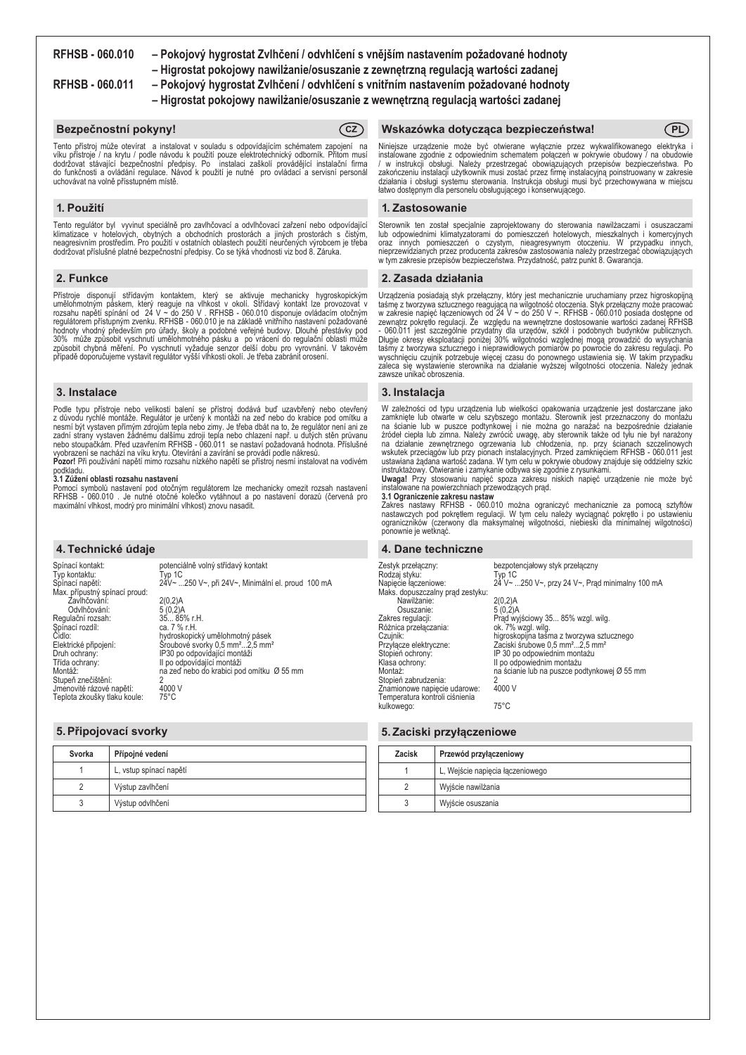# RFHSB - 060.010 – Pokojový hygrostat Zvlhčení / odvhlčení s vnějším nastavením požadované hodnoty
# – Higrostat pokojowy nawilżanie/osuszanie z zewnętrzną regulacją wartości zadanej
# RFHSB - 060.011 – Pokojový hygrostat Zvlhčení / odvhlčení s vnitřním nastavením požadované hodnoty
# – Higrostat pokojowy nawilżanie/osuszanie z wewnętrzną regulacją wartości zadanej

## Bezpečnostní pokyny! (CZ)

Tento přístroj může otevírat a instalovat v souladu s odpovídajícím schématem zapojení na víku přístroje / na krytu / podle návodu k použití pouze elektrotechnický odborník. Přitom musí dodržovat stávající bezpečnostní předpisy. Po instalaci zaškolí provádějící instalační firma do funkčnosti a ovládání regulace. Návod k použití je nutné pro ovládací a servisní personál uchovávat na volně přísstupném místě.

## 1. Použití

Tento regulátor byl vyvinut speciálně pro zavlhčovací a odvlhčovací zařízení nebo odpovídající klimatizace v hotelových, obytných a obchodních prostorách a jiných prostorách s čistým, neagresivním prostředím. Pro použití v ostatních oblastech použití neurčených výrobcem je třeba dodržovat příslušné platné bezpečnostní předpisy. Co se týká vhodnosti viz bod 8. Záruka.

## 2. Funkce

Přístroje disponují střídavým kontaktem, který se aktivuje mechanicky hygroskopickým umělohmotným páskem, který reaguje na vlhkost v okolí. Střídavý kontakt lze provozovat v rozsahu napětí spínání od 24 V ~ do 250 V . RFHSB - 060.010 disponuje ovládacím otočným regulátorem přístupným zvenku. RFHSB - 060.011 je na základě vnitřního nastavení požadované hodnoty vhodný především pro úřady, školy a podobné veřejné budovy. Dlouhé přestávky pod 30% může způsobit vyschnutí umělohmotného pásku a po vrácení do regulační oblasti může způsobit chybná měření. Po vyschnutí vyžaduje senzor delší dobu pro vyrovnání. V takovém případě doporučujeme vystavit regulátor vyšší vlhkosti okolí. Je třeba zabránit orosení.

## 3. Instalace

Podle typu přístroje nebo velikosti balení se přístroj dodává buď uzavřený nebo otevřený z důvodu rychlé montáže. Regulátor je určený k montáži na zeď nebo do krabice pod omítku a nesmí být vystaven přímým zdrojům tepla nebo zimy. Je třeba dbát na to, že regulátor není ani ze zadní strany vystaven žádnému dalšímu zdroji tepla nebo chlazení např. u dutých stěn průvanu nebo stoupačkám. Před uzavřením RFHSB - 060.011 se nastaví požadovaná hodnota. Příslušné vyobrazení se nachází na víku krytu. Otevírání a zavírání se provádí podle nákresů.
**Pozor!** Při používání napětí mimo rozsahu nízkého napětí se přístroj nesmí instalovat na vodivém podkladu.

**3.1 Zúžení oblasti rozsahu nastavení**
Pomocí symbolů nastavení pod otočným regulátorem lze mechanicky omezit rozsah nastavení RFHSB - 060.010 . Je nutné otočné kolečko vytáhnout a po nastavení dorazů (červená pro maximální vlhkost, modrý pro minimální vlhkost) znovu nasadit.

## 4. Technické údaje

| | |
|---|---|
| Spínací kontakt: | potenciálně volný střídavý kontakt |
| Typ kontaktu: | Typ 1C |
| Spínací napětí: | 24V~ ...250 V~, při 24V~, Minimální el. proud 100 mA |
| Max. přípustný spínací proud: | |
| Zavlhčování: | 2(0,2)A |
| Odvlhčování: | 5 (0,2)A |
| Regulační rozsah: | 35... 85% r.H. |
| Spínací rozdíl: | ca. 7 % r.H. |
| Čidlo: | hydroskopický umělohmotný pásek |
| Elektrické připojení: | Šroubové svorky 0,5 mm²...2,5 mm² |
| Druh ochrany: | IP30 po odpovídající montáži |
| Třída ochrany: | II po odpovídající montáži |
| Montáž: | na zeď nebo do krabici pod omítku Ø 55 mm |
| Stupeň znečištění: | 2 |
| Jmenovité rázové napětí: | 4000 V |
| Teplota zkoušky tlaku koule: | 75°C |

## 5. Připojovací svorky

| Svorka | Přípojné vedení |
|---|---|
| 1 | L, vstup spínací napětí |
| 2 | Výstup zavlhčení |
| 3 | Výstup odvlhčení |

## Wskazówka dotycząca bezpieczeństwa! (PL)

Niniejsze urządzenie może być otwierane wyłącznie przez wykwalifikowanego elektryka i instalowane zgodnie z odpowiednim schematem połączeń w pokrywie obudowy / na obudowie / w instrukcji obsługi. Należy przestrzegać obowiązujących przepisów bezpieczeństwa. Po zakończeniu instalacji użytkownik musi zostać przez firmę instalacyjną poinstruowany w zakresie działania i obsługi systemu sterowania. Instrukcja obsługi musi być przechowywana w miejscu łatwo dostępnym dla personelu obsługującego i konserwującego.

## 1. Zastosowanie

Sterownik ten został specjalnie zaprojektowany do sterowania nawilżaczami i osuszaczami lub odpowiednimi klimatyzatorami do pomieszczeń hotelowych, mieszkalnych i komercyjnych oraz innych pomieszczeń o czystym, nieagresywnym otoczeniu. W przypadku innych, nieprzewidzianych przez producenta zakresów zastosowania należy przestrzegać obowiązujących w tym zakresie przepisów bezpieczeństwa. Przydatność, patrz punkt 8. Gwarancja.

## 2. Zasada działania

Urządzenia posiadają styk przełączny, który jest mechanicznie uruchamiany przez higroskopijną taśmę z tworzywa sztucznego reagującą na wilgotność otoczenia. Styk przełączny może pracować w zakresie napięć łączeniowych od 24 V ~ do 250 V ~. RFHSB - 060.010 posiada dostępne od zewnątrz pokrętło regulacji. Ze względu na wewnętrzne dostosowanie wartości zadanej RFHSB - 060.011 jest szczególnie przydatny dla urzędów, szkół i podobnych budynków publicznych. Długie okresy eksploatacji poniżej 30% wilgotności względnej mogą prowadzić do wysychania taśmy z tworzywa sztucznego i nieprawidłowych pomiarów po powrocie do zakresu regulacji. Po wyschnięciu czujnik potrzebuje więcej czasu do ponownego ustawienia się. W takim przypadku zaleca się wystawienie sterownika na działanie wyższej wilgotności otoczenia. Należy jednak zawsze unikać obroszenia.

## 3. Instalacja

W zależności od typu urządzenia lub wielkości opakowania urządzenie jest dostarczane jako zamknięte lub otwarte w celu szybszego montażu. Sterownik jest przeznaczony do montażu na ścianie lub w puszce podtynkowej i nie można go narażać na bezpośrednie działanie źródeł ciepła lub zimna. Należy zwrócić uwagę, aby sterownik także od tyłu nie był narażony na działanie zewnętrznego ogrzewania lub chłodzenia, np. przy ścianach szczelinowych wskutek przeciągów lub przy pionach instalacyjnych. Przed zamknięciem RFHSB - 060.011 jest ustawiana żądana wartość zadana. W tym celu w pokrywie obudowy znajduje się oddzielny szkic instruktażowy. Otwieranie i zamykanie odbywa się zgodnie z rysunkami.
**Uwaga!** Przy stosowaniu napięć spoza zakresu niskich napięć urządzenie nie może być instalowane na powierzchniach przewodzących prąd.

**3.1 Ograniczenie zakresu nastaw**
Zakres nastawy RFHSB - 060.010 można ograniczyć mechanicznie za pomocą sztyftów nastawczych pod pokrętłem regulacji. W tym celu należy wyciągnąć pokrętło i po ustawieniu ograniczników (czerwony dla maksymalnej wilgotności, niebieski dla minimalnej wilgotności) ponownie je wetknąć.

## 4. Dane techniczne

| | |
|---|---|
| Zestyk przełączny: | bezpotencjałowy styk przełączny |
| Rodzaj styku: | Typ 1C |
| Napięcie łączeniowe: | 24 V~ ...250 V~, przy 24 V~, Prąd minimalny 100 mA |
| Maks. dopuszczalny prąd zestyku: | |
| Nawilżanie: | 2(0,2)A |
| Osuszanie: | 5 (0,2)A |
| Zakres regulacji: | Prąd wyjściowy 35... 85% wzgl. wilg. |
| Różnica przełączania: | ok. 7% wzgl. wilg. |
| Czujnik: | higroskopijna taśma z tworzywa sztucznego |
| Przyłącze elektryczne: | Zaciski śrubowe 0,5 mm²...2,5 mm² |
| Stopień ochrony: | IP 30 po odpowiednim montażu |
| Klasa ochrony: | II po odpowiednim montażu |
| Montaż: | na ścianie lub na puszce podtynkowej Ø 55 mm |
| Stopień zabrudzenia: | 2 |
| Znamionowe napięcie udarowe: | 4000 V |
| Temperatura kontroli ciśnienia kulkowego: | 75°C |

## 5. Zaciski przyłączeniowe

| Zacisk | Przewód przyłączeniowy |
|---|---|
| 1 | L, Wejście napięcia łączeniowego |
| 2 | Wyjście nawilżania |
| 3 | Wyjście osuszania |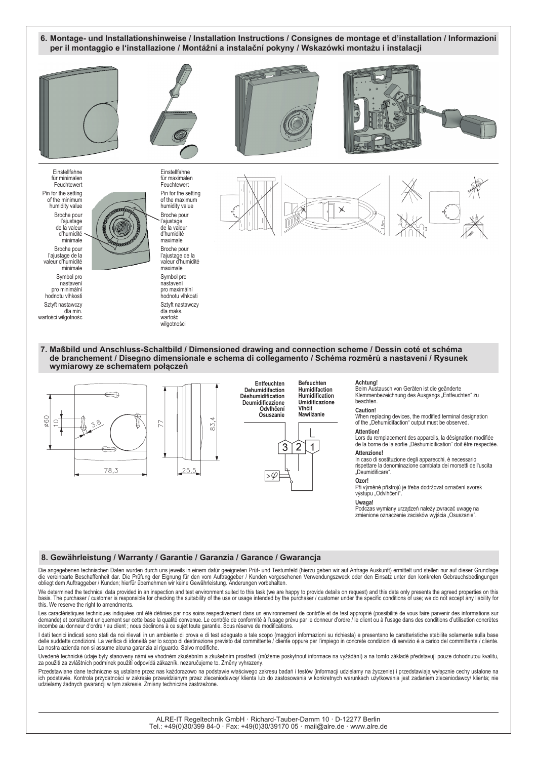## 6. Montage- und Installationshinweise / Installation Instructions / Consignes de montage et d'installation / Informazioni per il montaggio e l'installazione / Montážní a instalační pokyny / Wskazówki montażu i instalacji

Einstellfahne für minimalen Feuchtewert

Pin for the setting of the minimum humidity value

Broche pour l'ajustage de la valeur d'humidité minimale

Broche pour l'ajustage de la valeur d'humidité minimale

Symbol pro nastavení pro minimální hodnotu vlhkosti

Sztyft nastawczy dla min. wartości wilgotnośc

Einstellfahne für maximalen Feuchtewert

Pin for the setting of the maximum humidity value

Broche pour l'ajustage de la valeur d'humidité maximale

Broche pour l'ajustage de la valeur d'humidité maximale

Symbol pro nastavení pro maximální hodnotu vlhkosti

Sztyft nastawczy dla maks. wartość wilgotności

1,5m

## 7. Maßbild und Anschluss-Schaltbild / Dimensioned drawing and connection scheme / Dessin coté et schéma de branchement / Disegno dimensionale e schema di collegamento / Schéma rozměrů a nastavení / Rysunek wymiarowy ze schematem połączeń

⌀60
10
3,8
78,3
77
83,4
25,5

**Entfeuchten**
**Dehumidifaction**
**Déshumidification**
**Deumidificazione**
**Odvlhčení**
**Osuszanie**

**Befeuchten**
**Humidifaction**
**Humidification**
**Umidificazione**
**Vlhčit**
**Nawilżanie**

3 2 1

>φ

**Achtung!**
Beim Austausch von Geräten ist die geänderte Klemmenbezeichnung des Ausgangs „Entfeuchten" zu beachten.

**Caution!**
When replacing devices, the modified terminal designation of the „Dehumidifaction" output must be observed.

**Attention!**
Lors du remplacement des appareils, la désignation modifiée de la borne de la sortie „Déshumidification" doit être respectée.

**Attenzione!**
In caso di sostituzione degli apparecchi, è necessario rispettare la denominazione cambiata dei morsetti dell'uscita „Deumidificare".

**Ozor!**
Při výměně přístrojů je třeba dodržovat označení svorek výstupu „Odvlhčení".

**Uwaga!**
Podczas wymiany urządzeń należy zwracać uwagę na zmienione oznaczenie zacisków wyjścia „Osuszanie".

## 8. Gewährleistung / Warranty / Garantie / Garanzia / Garance / Gwarancja

Die angegebenen technischen Daten wurden durch uns jeweils in einem dafür geeigneten Prüf- und Testumfeld (hierzu geben wir auf Anfrage Auskunft) ermittelt und stellen nur auf dieser Grundlage die vereinbarte Beschaffenheit dar. Die Prüfung der Eignung für den vom Auftraggeber / Kunden vorgesehenen Verwendungszweck oder den Einsatz unter den konkreten Gebrauchsbedingungen obliegt dem Auftraggeber / Kunden; hierfür übernehmen wir keine Gewährleistung. Änderungen vorbehalten.

We determined the technical data provided in an inspection and test environment suited to this task (we are happy to provide details on request) and this data only presents the agreed properties on this basis. The purchaser / customer is responsible for checking the suitability of the use or usage intended by the purchaser / customer under the specific conditions of use; we do not accept any liability for this. We reserve the right to amendments.

Les caractéristiques techniques indiquées ont été définies par nos soins respectivement dans un environnement de contrôle et de test approprié (possibilité de vous faire parvenir des informations sur demande) et constituent uniquement sur cette base la qualité convenue. Le contrôle de conformité à l'usage prévu par le donneur d'ordre / le client ou à l'usage dans des conditions d'utilisation concrètes incombe au donneur d'ordre / au client ; nous déclinons à ce sujet toute garantie. Sous réserve de modifications.

I dati tecnici indicati sono stati da noi rilevati in un ambiente di prova e di test adeguato a tale scopo (maggiori informazioni su richiesta) e presentano le caratteristiche stabilite solamente sulla base delle suddette condizioni. La verifica di idoneità per lo scopo di destinazione previsto dal committente / cliente oppure per l'impiego in concrete condizioni di servizio è a carico del committente / cliente. La nostra azienda non si assume alcuna garanzia al riguardo. Salvo modifiche.

Uvedené technické údaje byly stanoveny námi ve vhodném zkušebním a zkušebním prostředí (můžeme poskytnout informace na vyžádání) a na tomto základě představují pouze dohodnutou kvalitu, za použití za zvláštních podmínek použití odpovídá zákazník. nezaručujeme to. Změny vyhrazeny.

Przedstawiane dane techniczne są ustalane przez nas każdorazowo na podstawie właściwego zakresu badań i testów (informacji udzielamy na życzenie) i przedstawiają wyłącznie cechy ustalone na ich podstawie. Kontrola przydatności w zakresie przewidzianym przez zleceniodawcę/ klienta lub do zastosowania w konkretnych warunkach użytkowania jest zadaniem zleceniodawcy/ klienta; nie udzielamy żadnych gwarancji w tym zakresie. Zmiany techniczne zastrzeżone.

ALRE-IT Regeltechnik GmbH · Richard-Tauber-Damm 10 · D-12277 Berlin
Tel.: +49(0)30/399 84-0 · Fax: +49(0)30/39170 05 · mail@alre.de · www.alre.de